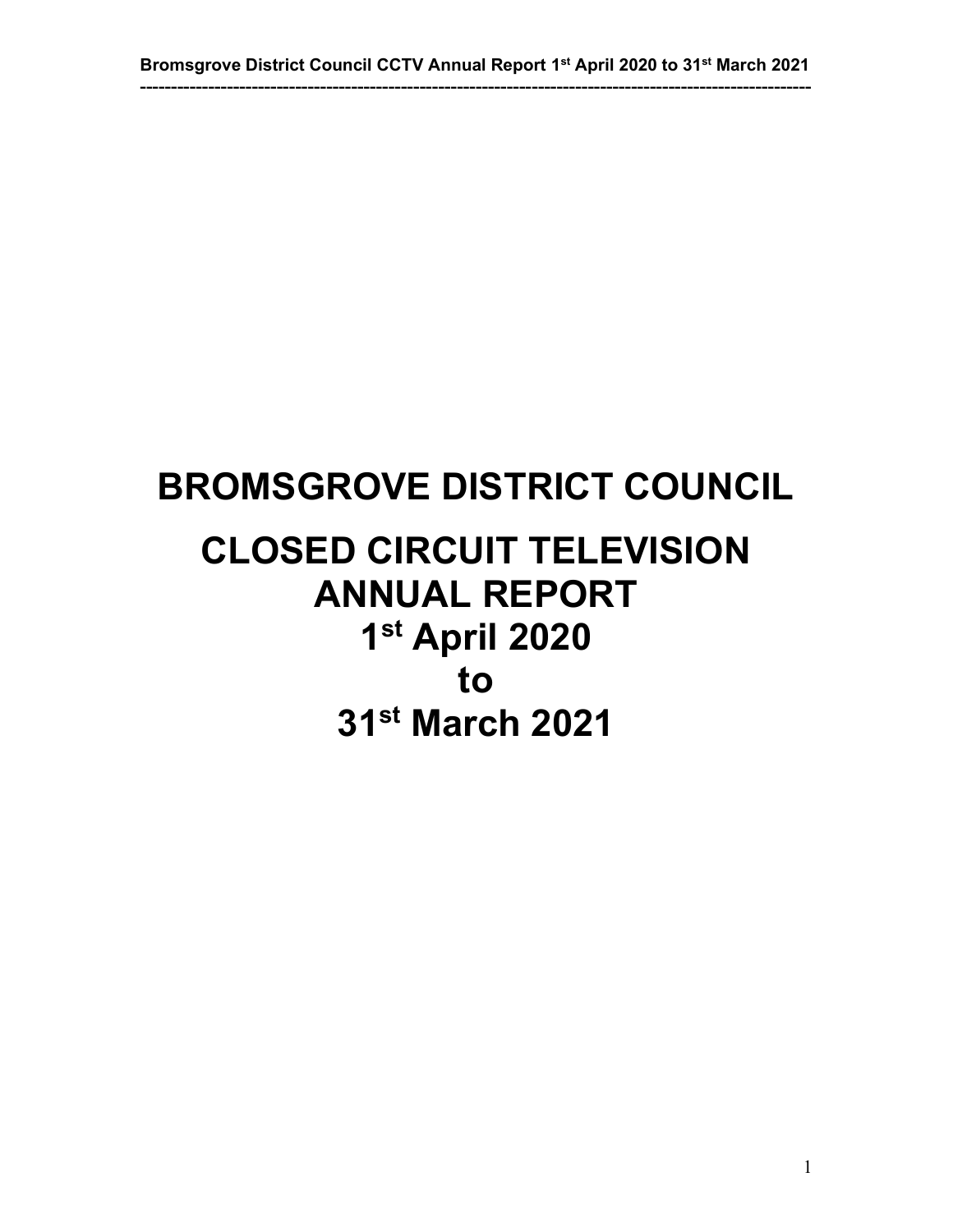# BROMSGROVE DISTRICT COUNCIL

# CLOSED CIRCUIT TELEVISION ANNUAL REPORT 1st April 2020 to 31st March 2021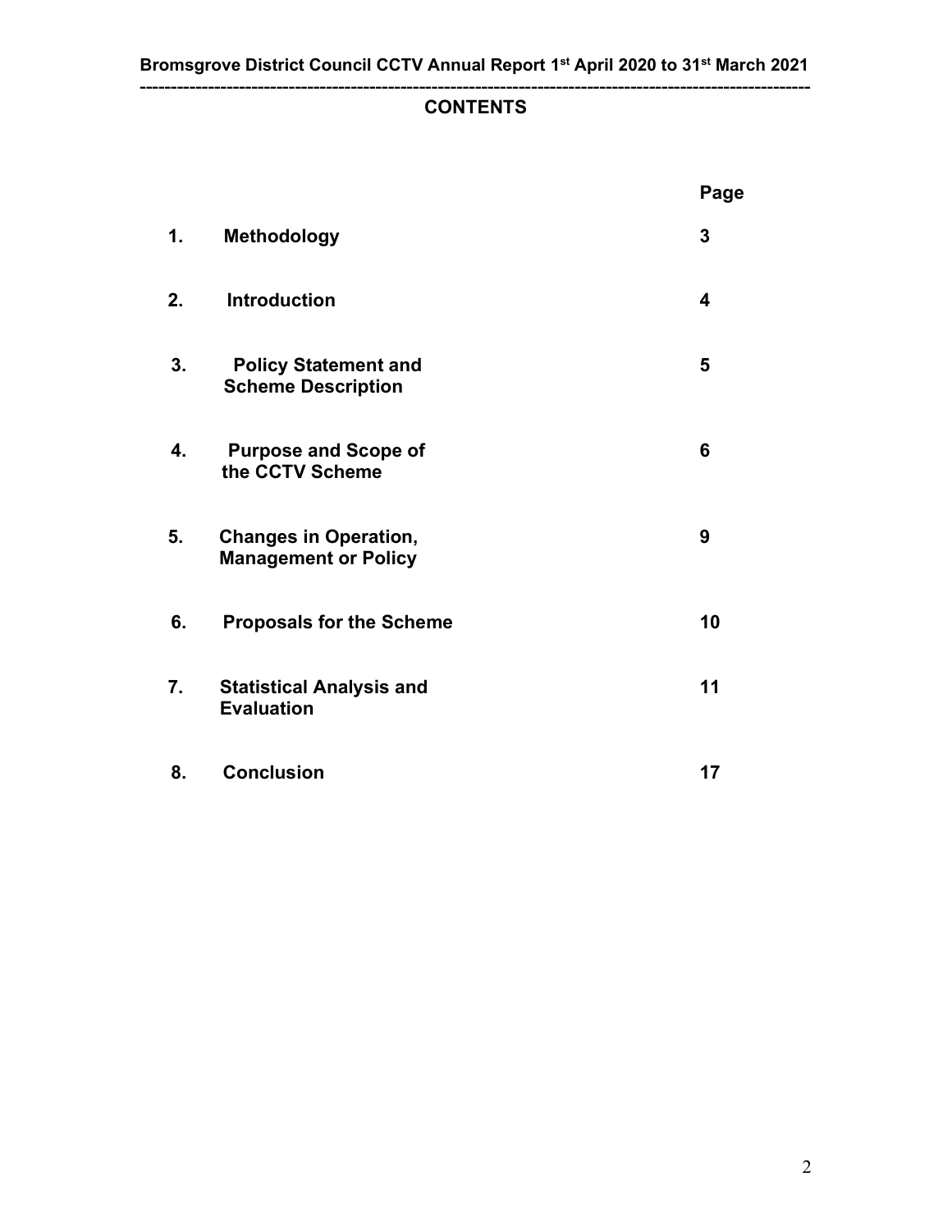# CONTENTS

| | | Page |
|---|---|---|
| 1. | **Methodology** | 3 |
| 2. | **Introduction** | 4 |
| 3. | **Policy Statement and Scheme Description** | 5 |
| 4. | **Purpose and Scope of the CCTV Scheme** | 6 |
| 5. | **Changes in Operation, Management or Policy** | 9 |
| 6. | **Proposals for the Scheme** | 10 |
| 7. | **Statistical Analysis and Evaluation** | 11 |
| 8. | **Conclusion** | 17 |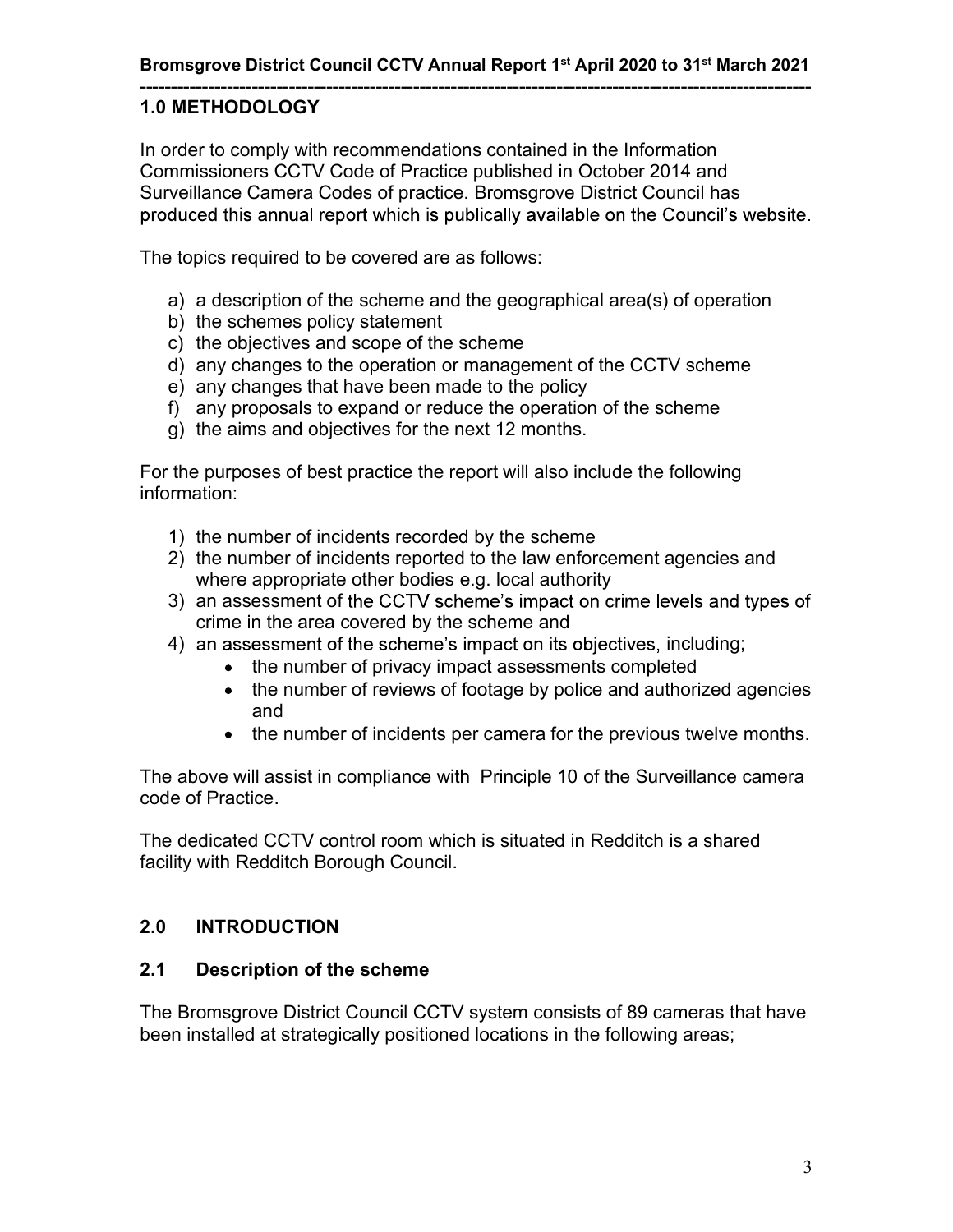## 1.0 METHODOLOGY

In order to comply with recommendations contained in the Information Commissioners CCTV Code of Practice published in October 2014 and Surveillance Camera Codes of practice. Bromsgrove District Council has produced this annual report which is publically available on the Council's website.

The topics required to be covered are as follows:

a) a description of the scheme and the geographical area(s) of operation
b) the schemes policy statement
c) the objectives and scope of the scheme
d) any changes to the operation or management of the CCTV scheme
e) any changes that have been made to the policy
f) any proposals to expand or reduce the operation of the scheme
g) the aims and objectives for the next 12 months.

For the purposes of best practice the report will also include the following information:

1) the number of incidents recorded by the scheme
2) the number of incidents reported to the law enforcement agencies and where appropriate other bodies e.g. local authority
3) an assessment of the CCTV scheme's impact on crime levels and types of crime in the area covered by the scheme and
4) an assessment of the scheme's impact on its objectives, including;
   - the number of privacy impact assessments completed
   - the number of reviews of footage by police and authorized agencies and
   - the number of incidents per camera for the previous twelve months.

The above will assist in compliance with Principle 10 of the Surveillance camera code of Practice.

The dedicated CCTV control room which is situated in Redditch is a shared facility with Redditch Borough Council.

## 2.0 INTRODUCTION

### 2.1 Description of the scheme

The Bromsgrove District Council CCTV system consists of 89 cameras that have been installed at strategically positioned locations in the following areas;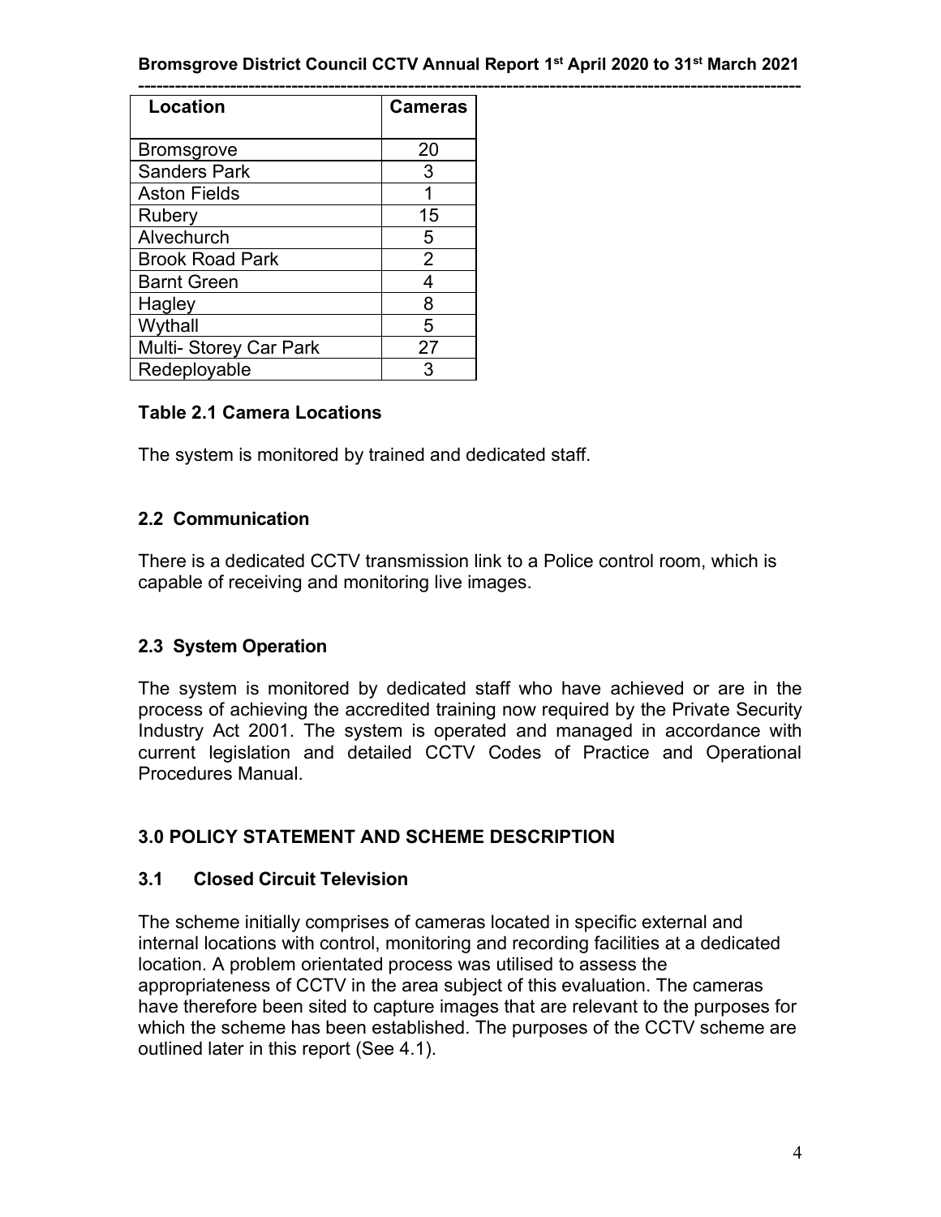| Location | Cameras |
|---|---|
| Bromsgrove | 20 |
| Sanders Park | 3 |
| Aston Fields | 1 |
| Rubery | 15 |
| Alvechurch | 5 |
| Brook Road Park | 2 |
| Barnt Green | 4 |
| Hagley | 8 |
| Wythall | 5 |
| Multi- Storey Car Park | 27 |
| Redeployable | 3 |

**Table 2.1 Camera Locations**

The system is monitored by trained and dedicated staff.

### 2.2 Communication

There is a dedicated CCTV transmission link to a Police control room, which is capable of receiving and monitoring live images.

### 2.3 System Operation

The system is monitored by dedicated staff who have achieved or are in the process of achieving the accredited training now required by the Private Security Industry Act 2001. The system is operated and managed in accordance with current legislation and detailed CCTV Codes of Practice and Operational Procedures Manual.

## 3.0 POLICY STATEMENT AND SCHEME DESCRIPTION

### 3.1 Closed Circuit Television

The scheme initially comprises of cameras located in specific external and internal locations with control, monitoring and recording facilities at a dedicated location. A problem orientated process was utilised to assess the appropriateness of CCTV in the area subject of this evaluation. The cameras have therefore been sited to capture images that are relevant to the purposes for which the scheme has been established. The purposes of the CCTV scheme are outlined later in this report (See 4.1).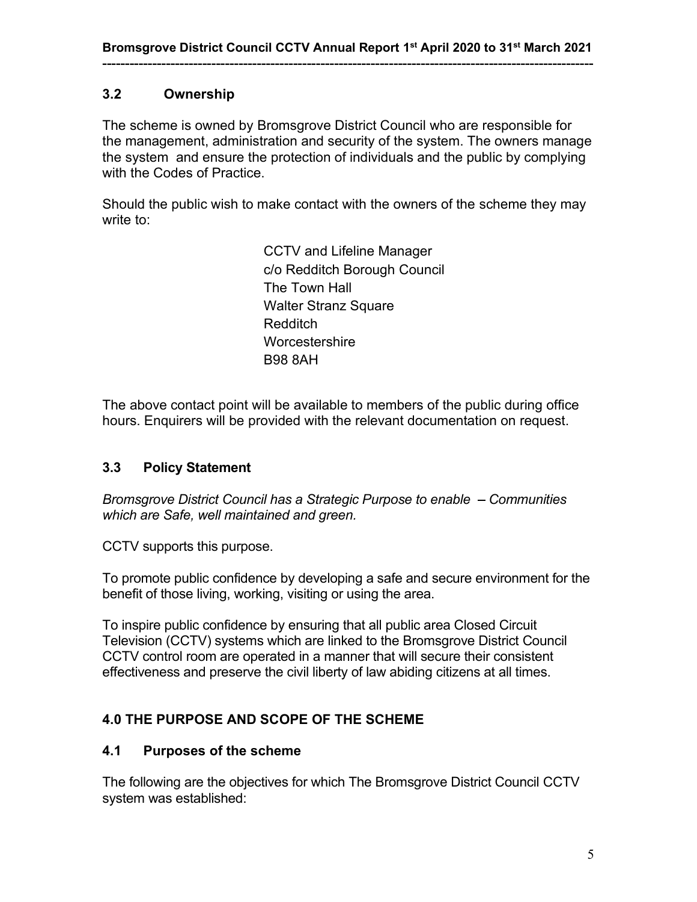## 3.2 Ownership

The scheme is owned by Bromsgrove District Council who are responsible for the management, administration and security of the system. The owners manage the system and ensure the protection of individuals and the public by complying with the Codes of Practice.

Should the public wish to make contact with the owners of the scheme they may write to:

CCTV and Lifeline Manager
c/o Redditch Borough Council
The Town Hall
Walter Stranz Square
Redditch
Worcestershire
B98 8AH

The above contact point will be available to members of the public during office hours. Enquirers will be provided with the relevant documentation on request.

## 3.3 Policy Statement

*Bromsgrove District Council has a Strategic Purpose to enable – Communities which are Safe, well maintained and green.*

CCTV supports this purpose.

To promote public confidence by developing a safe and secure environment for the benefit of those living, working, visiting or using the area.

To inspire public confidence by ensuring that all public area Closed Circuit Television (CCTV) systems which are linked to the Bromsgrove District Council CCTV control room are operated in a manner that will secure their consistent effectiveness and preserve the civil liberty of law abiding citizens at all times.

# 4.0 THE PURPOSE AND SCOPE OF THE SCHEME

## 4.1 Purposes of the scheme

The following are the objectives for which The Bromsgrove District Council CCTV system was established: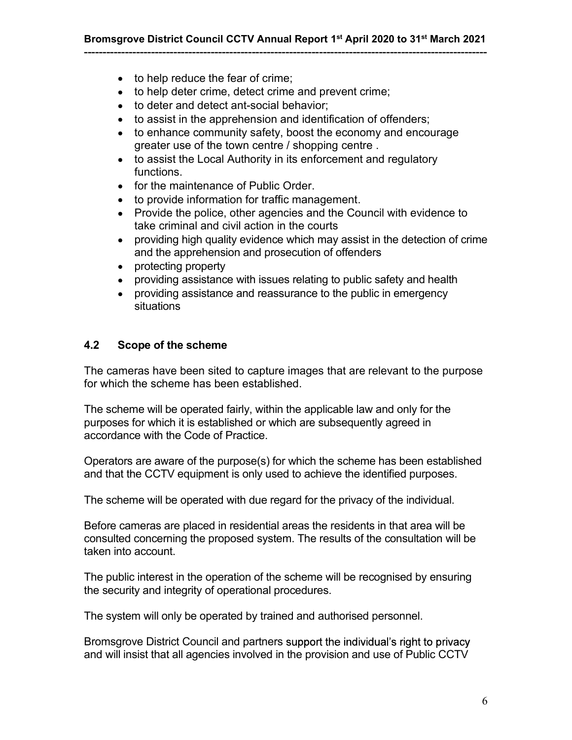- to help reduce the fear of crime;
- to help deter crime, detect crime and prevent crime;
- to deter and detect ant-social behavior;
- to assist in the apprehension and identification of offenders;
- to enhance community safety, boost the economy and encourage greater use of the town centre / shopping centre .
- to assist the Local Authority in its enforcement and regulatory functions.
- for the maintenance of Public Order.
- to provide information for traffic management.
- Provide the police, other agencies and the Council with evidence to take criminal and civil action in the courts
- providing high quality evidence which may assist in the detection of crime and the apprehension and prosecution of offenders
- protecting property
- providing assistance with issues relating to public safety and health
- providing assistance and reassurance to the public in emergency situations

### 4.2 Scope of the scheme

The cameras have been sited to capture images that are relevant to the purpose for which the scheme has been established.

The scheme will be operated fairly, within the applicable law and only for the purposes for which it is established or which are subsequently agreed in accordance with the Code of Practice.

Operators are aware of the purpose(s) for which the scheme has been established and that the CCTV equipment is only used to achieve the identified purposes.

The scheme will be operated with due regard for the privacy of the individual.

Before cameras are placed in residential areas the residents in that area will be consulted concerning the proposed system. The results of the consultation will be taken into account.

The public interest in the operation of the scheme will be recognised by ensuring the security and integrity of operational procedures.

The system will only be operated by trained and authorised personnel.

Bromsgrove District Council and partners support the individual's right to privacy and will insist that all agencies involved in the provision and use of Public CCTV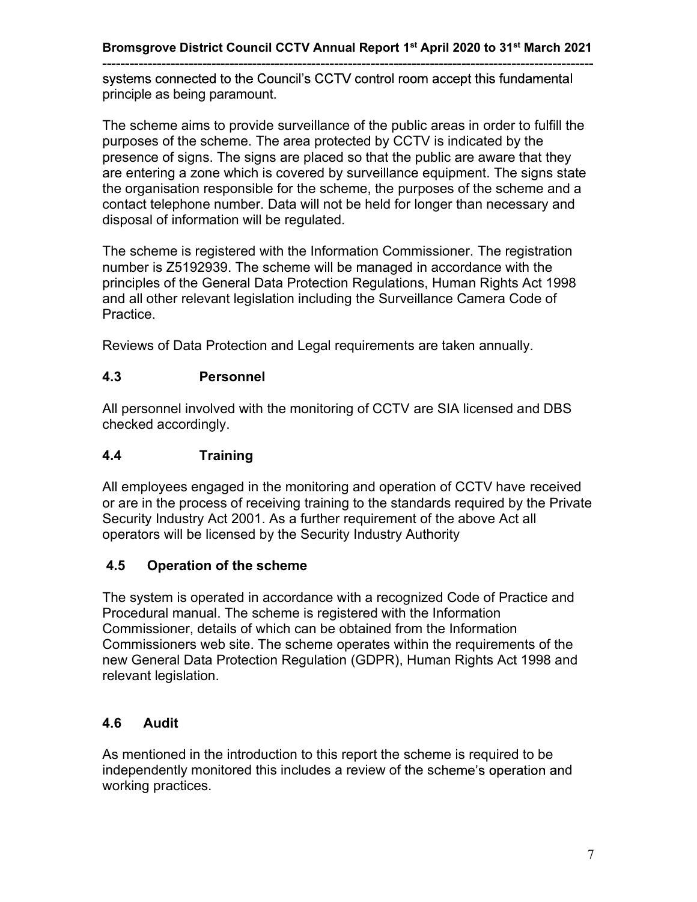systems connected to the Council's CCTV control room accept this fundamental principle as being paramount.

The scheme aims to provide surveillance of the public areas in order to fulfill the purposes of the scheme. The area protected by CCTV is indicated by the presence of signs. The signs are placed so that the public are aware that they are entering a zone which is covered by surveillance equipment. The signs state the organisation responsible for the scheme, the purposes of the scheme and a contact telephone number. Data will not be held for longer than necessary and disposal of information will be regulated.

The scheme is registered with the Information Commissioner. The registration number is Z5192939. The scheme will be managed in accordance with the principles of the General Data Protection Regulations, Human Rights Act 1998 and all other relevant legislation including the Surveillance Camera Code of Practice.

Reviews of Data Protection and Legal requirements are taken annually.

### 4.3 Personnel

All personnel involved with the monitoring of CCTV are SIA licensed and DBS checked accordingly.

### 4.4 Training

All employees engaged in the monitoring and operation of CCTV have received or are in the process of receiving training to the standards required by the Private Security Industry Act 2001. As a further requirement of the above Act all operators will be licensed by the Security Industry Authority

### 4.5 Operation of the scheme

The system is operated in accordance with a recognized Code of Practice and Procedural manual. The scheme is registered with the Information Commissioner, details of which can be obtained from the Information Commissioners web site. The scheme operates within the requirements of the new General Data Protection Regulation (GDPR), Human Rights Act 1998 and relevant legislation.

### 4.6 Audit

As mentioned in the introduction to this report the scheme is required to be independently monitored this includes a review of the scheme's operation and working practices.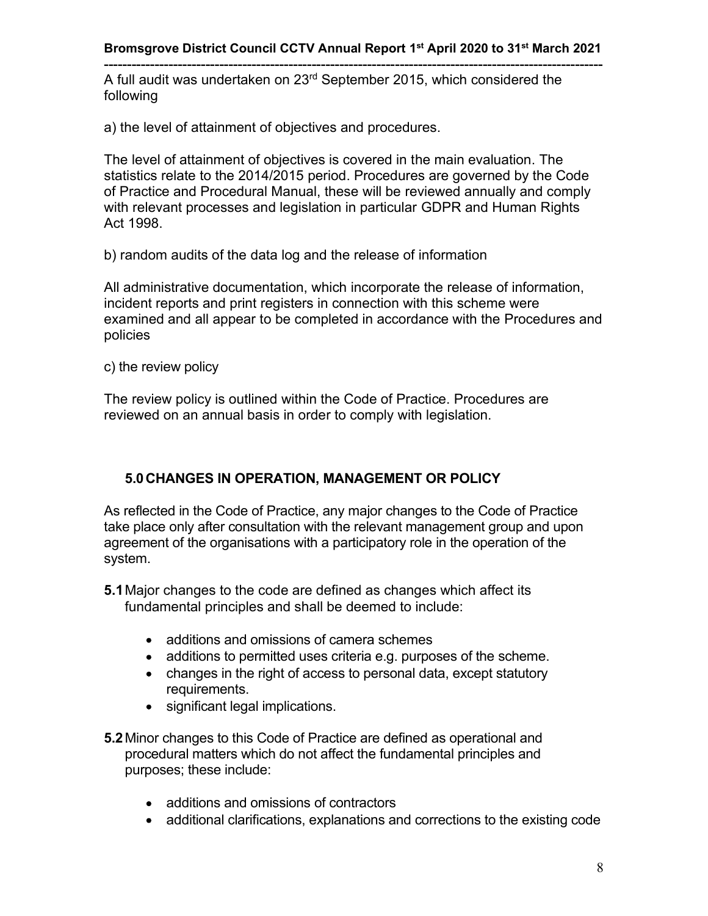A full audit was undertaken on 23rd September 2015, which considered the following

a) the level of attainment of objectives and procedures.

The level of attainment of objectives is covered in the main evaluation. The statistics relate to the 2014/2015 period. Procedures are governed by the Code of Practice and Procedural Manual, these will be reviewed annually and comply with relevant processes and legislation in particular GDPR and Human Rights Act 1998.

b) random audits of the data log and the release of information

All administrative documentation, which incorporate the release of information, incident reports and print registers in connection with this scheme were examined and all appear to be completed in accordance with the Procedures and policies

c) the review policy

The review policy is outlined within the Code of Practice. Procedures are reviewed on an annual basis in order to comply with legislation.

## 5.0 CHANGES IN OPERATION, MANAGEMENT OR POLICY

As reflected in the Code of Practice, any major changes to the Code of Practice take place only after consultation with the relevant management group and upon agreement of the organisations with a participatory role in the operation of the system.

**5.1** Major changes to the code are defined as changes which affect its fundamental principles and shall be deemed to include:

- additions and omissions of camera schemes
- additions to permitted uses criteria e.g. purposes of the scheme.
- changes in the right of access to personal data, except statutory requirements.
- significant legal implications.

**5.2** Minor changes to this Code of Practice are defined as operational and procedural matters which do not affect the fundamental principles and purposes; these include:

- additions and omissions of contractors
- additional clarifications, explanations and corrections to the existing code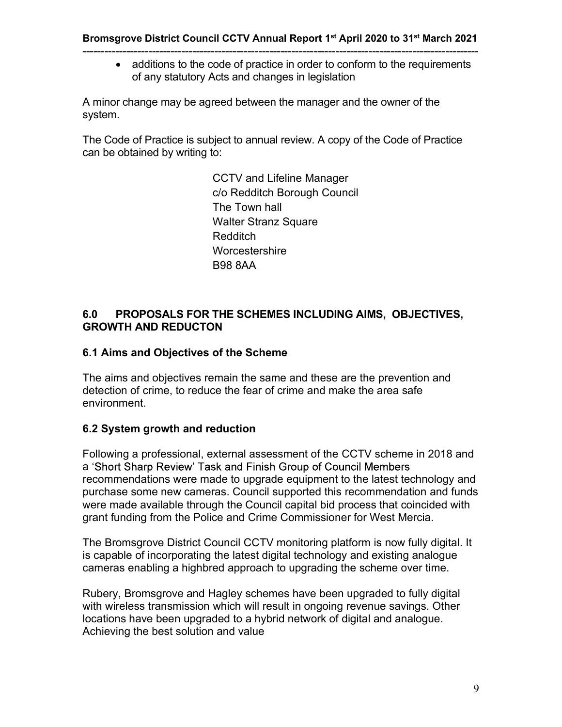- additions to the code of practice in order to conform to the requirements of any statutory Acts and changes in legislation

A minor change may be agreed between the manager and the owner of the system.

The Code of Practice is subject to annual review. A copy of the Code of Practice can be obtained by writing to:

CCTV and Lifeline Manager
c/o Redditch Borough Council
The Town hall
Walter Stranz Square
Redditch
Worcestershire
B98 8AA

## 6.0 PROPOSALS FOR THE SCHEMES INCLUDING AIMS, OBJECTIVES, GROWTH AND REDUCTON

### 6.1 Aims and Objectives of the Scheme

The aims and objectives remain the same and these are the prevention and detection of crime, to reduce the fear of crime and make the area safe environment.

### 6.2 System growth and reduction

Following a professional, external assessment of the CCTV scheme in 2018 and a 'Short Sharp Review' Task and Finish Group of Council Members recommendations were made to upgrade equipment to the latest technology and purchase some new cameras. Council supported this recommendation and funds were made available through the Council capital bid process that coincided with grant funding from the Police and Crime Commissioner for West Mercia.

The Bromsgrove District Council CCTV monitoring platform is now fully digital. It is capable of incorporating the latest digital technology and existing analogue cameras enabling a highbred approach to upgrading the scheme over time.

Rubery, Bromsgrove and Hagley schemes have been upgraded to fully digital with wireless transmission which will result in ongoing revenue savings. Other locations have been upgraded to a hybrid network of digital and analogue. Achieving the best solution and value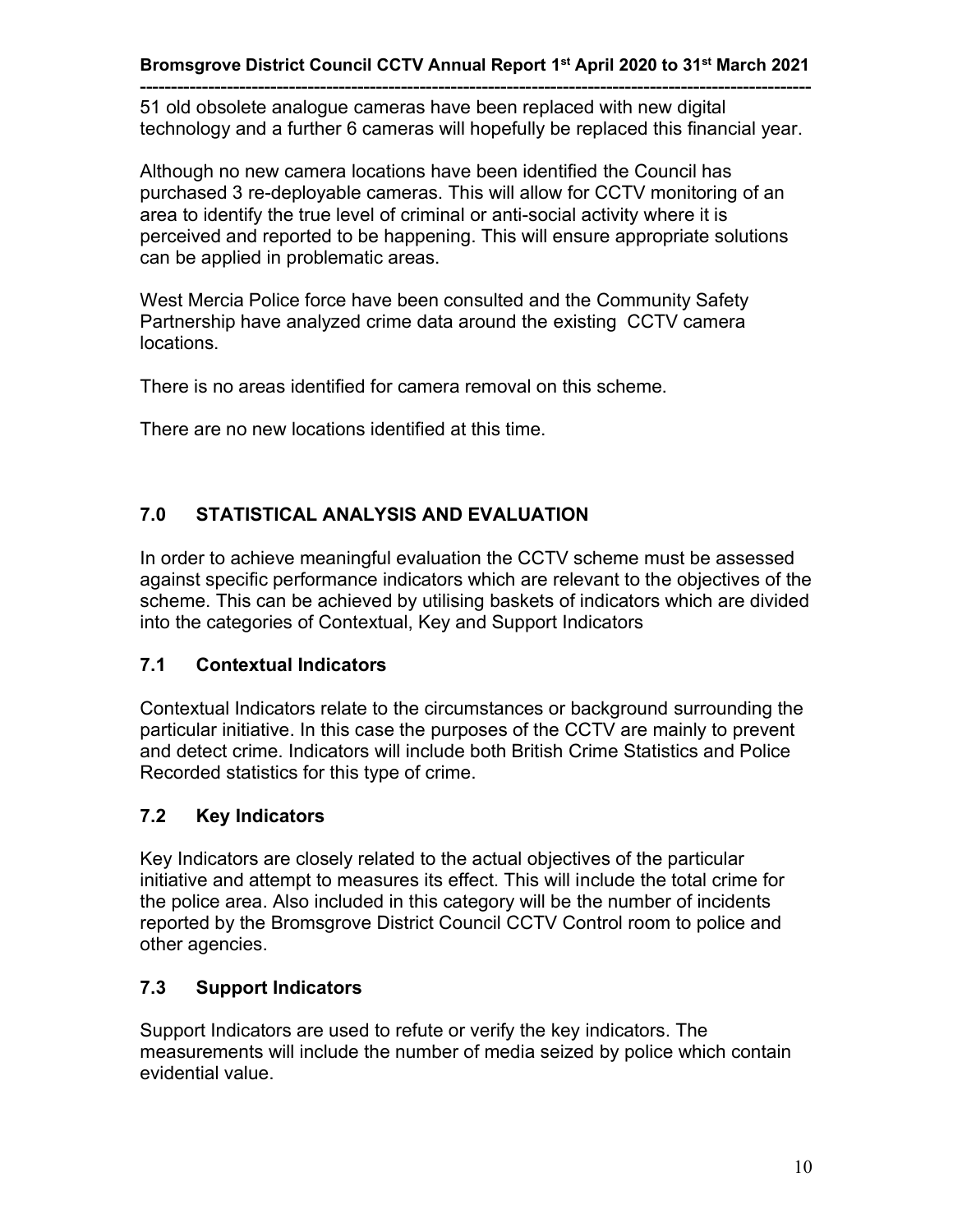51 old obsolete analogue cameras have been replaced with new digital technology and a further 6 cameras will hopefully be replaced this financial year.

Although no new camera locations have been identified the Council has purchased 3 re-deployable cameras. This will allow for CCTV monitoring of an area to identify the true level of criminal or anti-social activity where it is perceived and reported to be happening. This will ensure appropriate solutions can be applied in problematic areas.

West Mercia Police force have been consulted and the Community Safety Partnership have analyzed crime data around the existing CCTV camera locations.

There is no areas identified for camera removal on this scheme.

There are no new locations identified at this time.

## 7.0 STATISTICAL ANALYSIS AND EVALUATION

In order to achieve meaningful evaluation the CCTV scheme must be assessed against specific performance indicators which are relevant to the objectives of the scheme. This can be achieved by utilising baskets of indicators which are divided into the categories of Contextual, Key and Support Indicators

### 7.1 Contextual Indicators

Contextual Indicators relate to the circumstances or background surrounding the particular initiative. In this case the purposes of the CCTV are mainly to prevent and detect crime. Indicators will include both British Crime Statistics and Police Recorded statistics for this type of crime.

### 7.2 Key Indicators

Key Indicators are closely related to the actual objectives of the particular initiative and attempt to measures its effect. This will include the total crime for the police area. Also included in this category will be the number of incidents reported by the Bromsgrove District Council CCTV Control room to police and other agencies.

### 7.3 Support Indicators

Support Indicators are used to refute or verify the key indicators. The measurements will include the number of media seized by police which contain evidential value.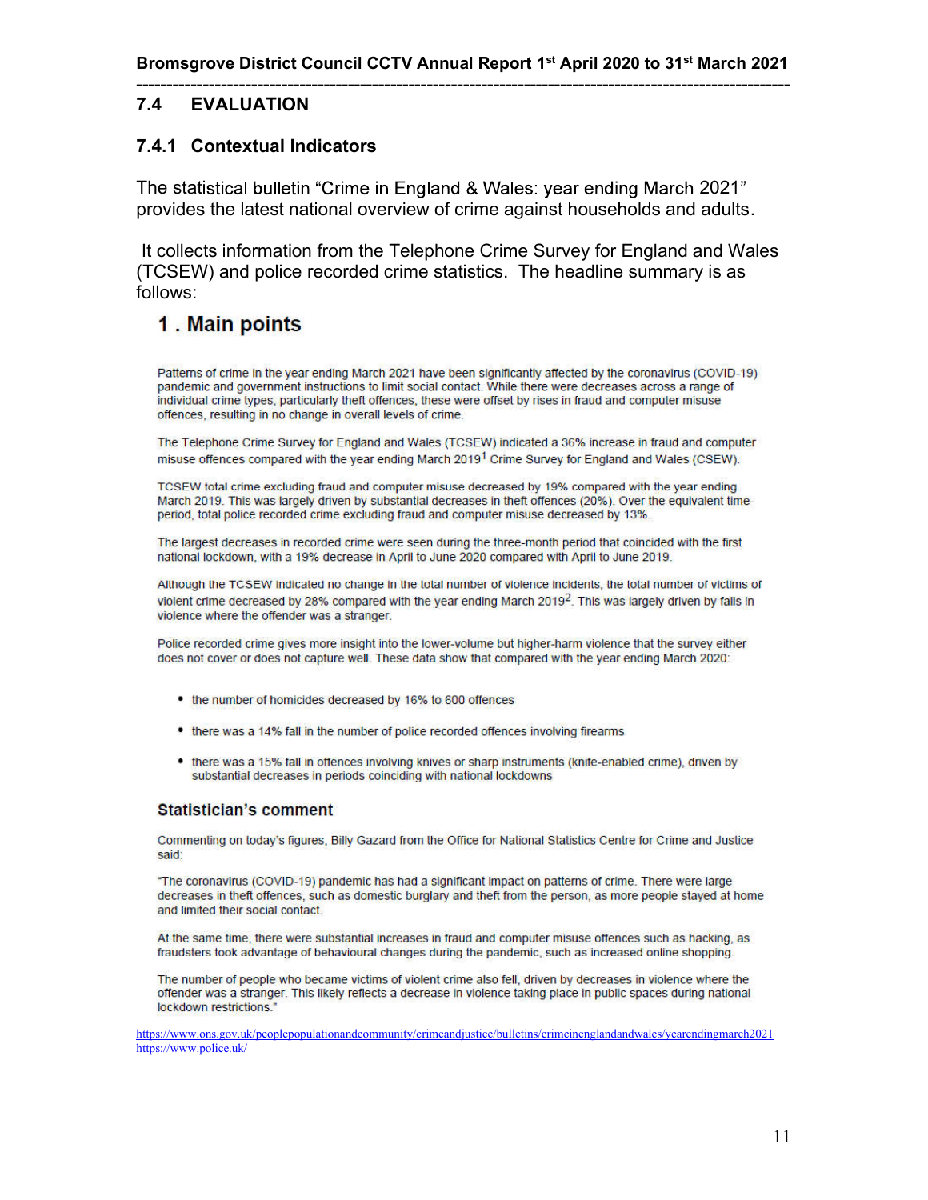## 7.4 EVALUATION

### 7.4.1 Contextual Indicators

The statistical bulletin "Crime in England & Wales: year ending March 2021" provides the latest national overview of crime against households and adults.

It collects information from the Telephone Crime Survey for England and Wales (TCSEW) and police recorded crime statistics. The headline summary is as follows:

## 1 . Main points

Patterns of crime in the year ending March 2021 have been significantly affected by the coronavirus (COVID-19) pandemic and government instructions to limit social contact. While there were decreases across a range of individual crime types, particularly theft offences, these were offset by rises in fraud and computer misuse offences, resulting in no change in overall levels of crime.

The Telephone Crime Survey for England and Wales (TCSEW) indicated a 36% increase in fraud and computer misuse offences compared with the year ending March 2019[1] Crime Survey for England and Wales (CSEW).

TCSEW total crime excluding fraud and computer misuse decreased by 19% compared with the year ending March 2019. This was largely driven by substantial decreases in theft offences (20%). Over the equivalent time-period, total police recorded crime excluding fraud and computer misuse decreased by 13%.

The largest decreases in recorded crime were seen during the three-month period that coincided with the first national lockdown, with a 19% decrease in April to June 2020 compared with April to June 2019.

Although the TCSEW indicated no change in the total number of violence incidents, the total number of victims of violent crime decreased by 28% compared with the year ending March 2019[2]. This was largely driven by falls in violence where the offender was a stranger.

Police recorded crime gives more insight into the lower-volume but higher-harm violence that the survey either does not cover or does not capture well. These data show that compared with the year ending March 2020:

- the number of homicides decreased by 16% to 600 offences
- there was a 14% fall in the number of police recorded offences involving firearms
- there was a 15% fall in offences involving knives or sharp instruments (knife-enabled crime), driven by substantial decreases in periods coinciding with national lockdowns

### Statistician's comment

Commenting on today's figures, Billy Gazard from the Office for National Statistics Centre for Crime and Justice said:

"The coronavirus (COVID-19) pandemic has had a significant impact on patterns of crime. There were large decreases in theft offences, such as domestic burglary and theft from the person, as more people stayed at home and limited their social contact.

At the same time, there were substantial increases in fraud and computer misuse offences such as hacking, as fraudsters took advantage of behavioural changes during the pandemic, such as increased online shopping

The number of people who became victims of violent crime also fell, driven by decreases in violence where the offender was a stranger. This likely reflects a decrease in violence taking place in public spaces during national lockdown restrictions."

https://www.ons.gov.uk/peoplepopulationandcommunity/crimeandjustice/bulletins/crimeinenglandandwales/yearendingmarch2021
https://www.police.uk/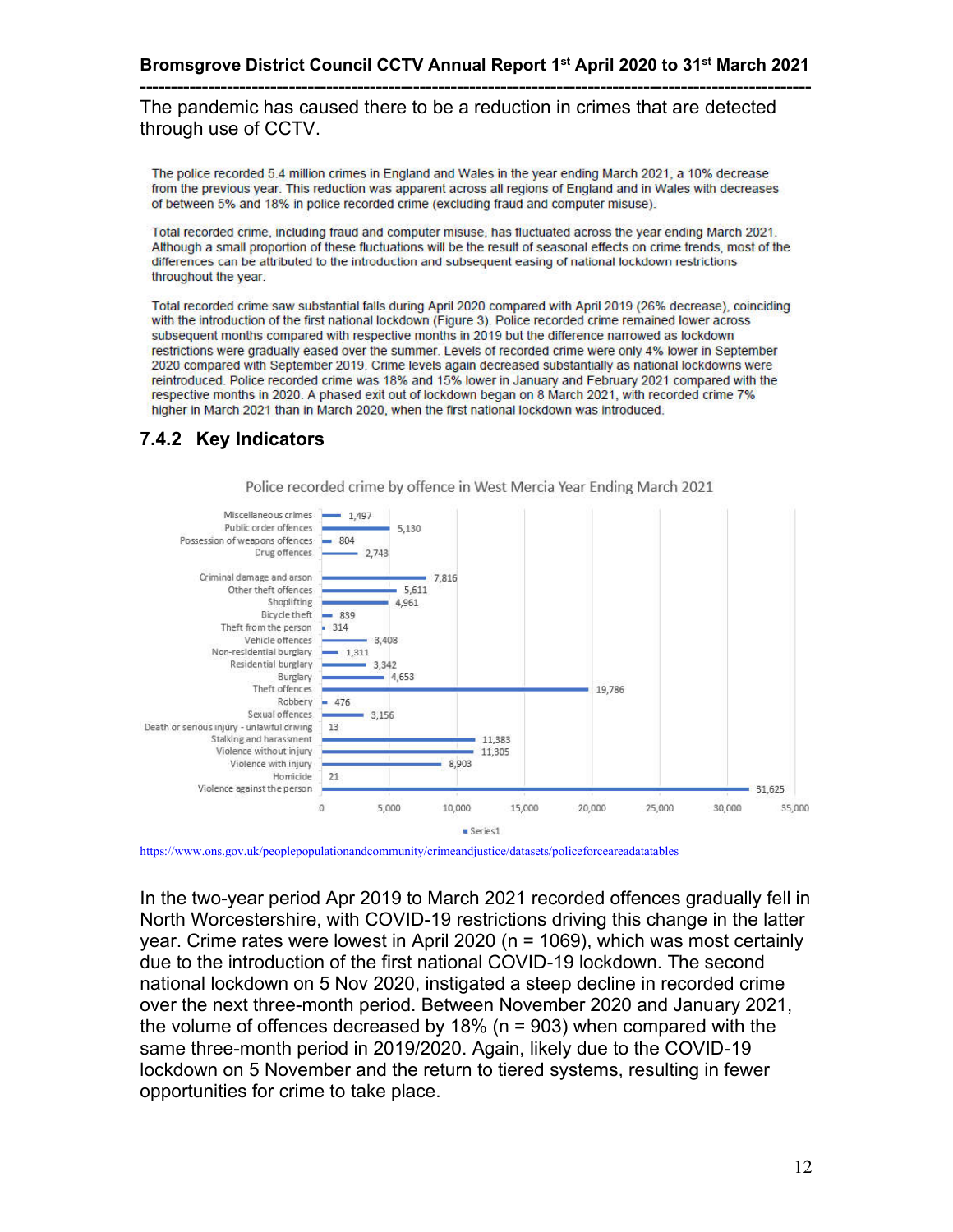The pandemic has caused there to be a reduction in crimes that are detected through use of CCTV.

The police recorded 5.4 million crimes in England and Wales in the year ending March 2021, a 10% decrease from the previous year. This reduction was apparent across all regions of England and in Wales with decreases of between 5% and 18% in police recorded crime (excluding fraud and computer misuse).

Total recorded crime, including fraud and computer misuse, has fluctuated across the year ending March 2021. Although a small proportion of these fluctuations will be the result of seasonal effects on crime trends, most of the differences can be attributed to the introduction and subsequent easing of national lockdown restrictions throughout the year.

Total recorded crime saw substantial falls during April 2020 compared with April 2019 (26% decrease), coinciding with the introduction of the first national lockdown (Figure 3). Police recorded crime remained lower across subsequent months compared with respective months in 2019 but the difference narrowed as lockdown restrictions were gradually eased over the summer. Levels of recorded crime were only 4% lower in September 2020 compared with September 2019. Crime levels again decreased substantially as national lockdowns were reintroduced. Police recorded crime was 18% and 15% lower in January and February 2021 compared with the respective months in 2020. A phased exit out of lockdown began on 8 March 2021, with recorded crime 7% higher in March 2021 than in March 2020, when the first national lockdown was introduced.

### 7.4.2 Key Indicators

Police recorded crime by offence in West Mercia Year Ending March 2021

| Offence | Series1 |
|---|---|
| Miscellaneous crimes | 1,497 |
| Public order offences | 5,130 |
| Possession of weapons offences | 804 |
| Drug offences | 2,743 |
| Criminal damage and arson | 7,816 |
| Other theft offences | 5,611 |
| Shoplifting | 4,961 |
| Bicycle theft | 839 |
| Theft from the person | 314 |
| Vehicle offences | 3,408 |
| Non-residential burglary | 1,311 |
| Residential burglary | 3,342 |
| Burglary | 4,653 |
| Theft offences | 19,786 |
| Robbery | 476 |
| Sexual offences | 3,156 |
| Death or serious injury - unlawful driving | 13 |
| Stalking and harassment | 11,383 |
| Violence without injury | 11,305 |
| Violence with injury | 8,903 |
| Homicide | 21 |
| Violence against the person | 31,625 |

https://www.ons.gov.uk/peoplepopulationandcommunity/crimeandjustice/datasets/policeforceareadatatables

In the two-year period Apr 2019 to March 2021 recorded offences gradually fell in North Worcestershire, with COVID-19 restrictions driving this change in the latter year. Crime rates were lowest in April 2020 (n = 1069), which was most certainly due to the introduction of the first national COVID-19 lockdown. The second national lockdown on 5 Nov 2020, instigated a steep decline in recorded crime over the next three-month period. Between November 2020 and January 2021, the volume of offences decreased by 18% (n = 903) when compared with the same three-month period in 2019/2020. Again, likely due to the COVID-19 lockdown on 5 November and the return to tiered systems, resulting in fewer opportunities for crime to take place.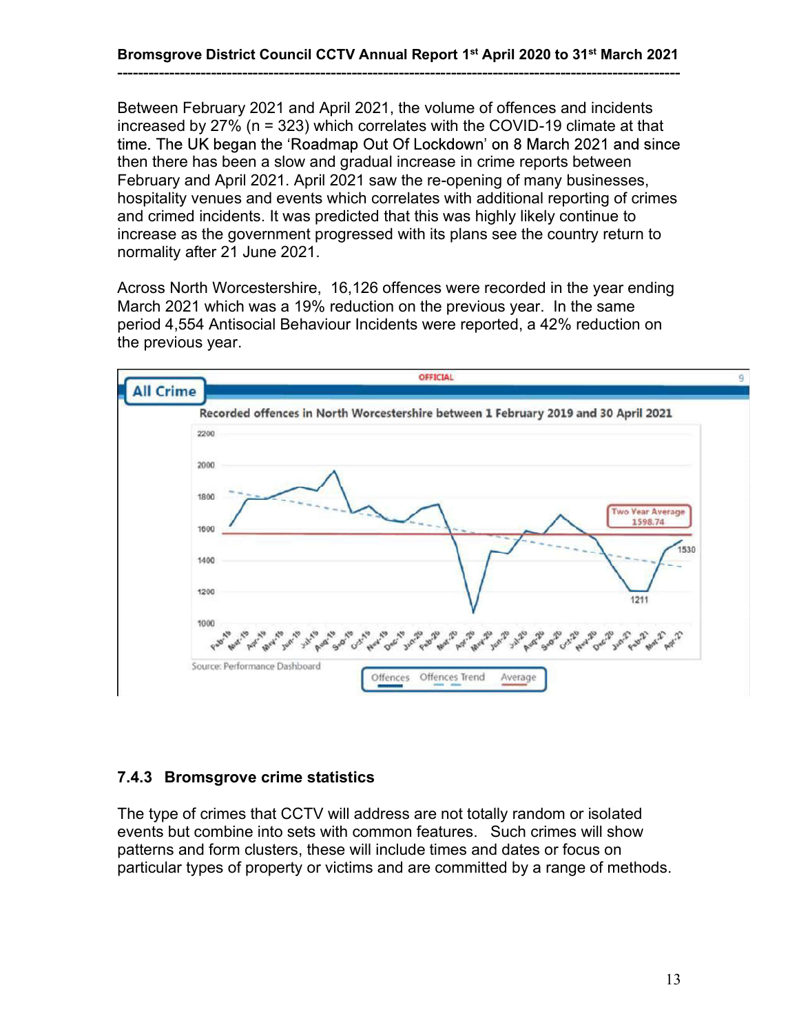Between February 2021 and April 2021, the volume of offences and incidents increased by 27% (n = 323) which correlates with the COVID-19 climate at that time. The UK began the 'Roadmap Out Of Lockdown' on 8 March 2021 and since then there has been a slow and gradual increase in crime reports between February and April 2021. April 2021 saw the re-opening of many businesses, hospitality venues and events which correlates with additional reporting of crimes and crimed incidents. It was predicted that this was highly likely continue to increase as the government progressed with its plans see the country return to normality after 21 June 2021.

Across North Worcestershire, 16,126 offences were recorded in the year ending March 2021 which was a 19% reduction on the previous year. In the same period 4,554 Antisocial Behaviour Incidents were reported, a 42% reduction on the previous year.

OFFICIAL

**All Crime**

Recorded offences in North Worcestershire between 1 February 2019 and 30 April 2021

Two Year Average 1598.74

Source: Performance Dashboard

Offences | Offences Trend | Average

### 7.4.3 Bromsgrove crime statistics

The type of crimes that CCTV will address are not totally random or isolated events but combine into sets with common features. Such crimes will show patterns and form clusters, these will include times and dates or focus on particular types of property or victims and are committed by a range of methods.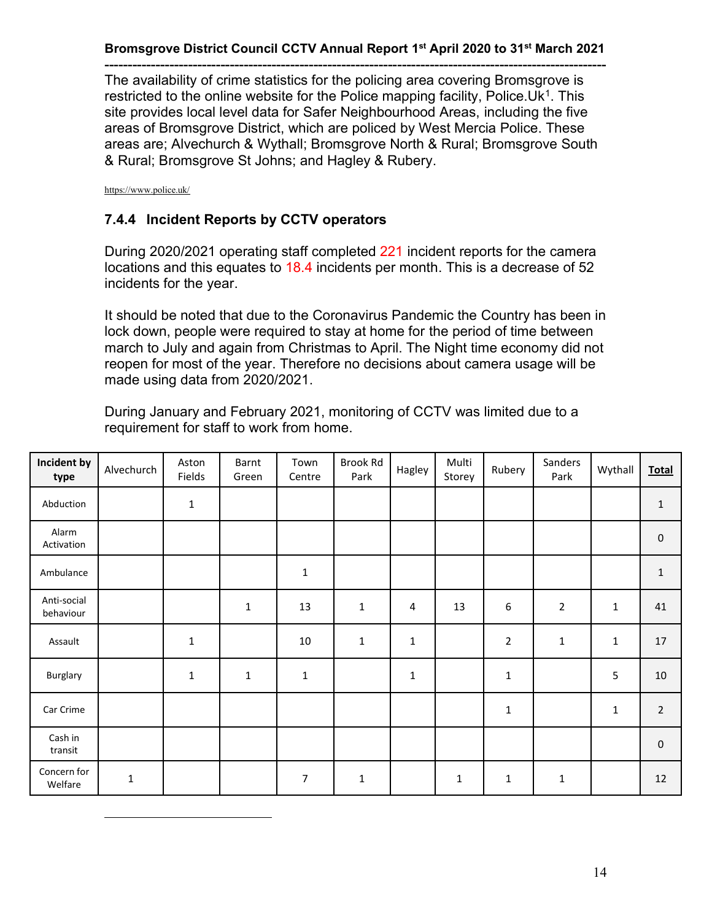The availability of crime statistics for the policing area covering Bromsgrove is restricted to the online website for the Police mapping facility, Police.Uk[1]. This site provides local level data for Safer Neighbourhood Areas, including the five areas of Bromsgrove District, which are policed by West Mercia Police. These areas are; Alvechurch & Wythall; Bromsgrove North & Rural; Bromsgrove South & Rural; Bromsgrove St Johns; and Hagley & Rubery.

https://www.police.uk/

### 7.4.4 Incident Reports by CCTV operators

During 2020/2021 operating staff completed 221 incident reports for the camera locations and this equates to 18.4 incidents per month. This is a decrease of 52 incidents for the year.

It should be noted that due to the Coronavirus Pandemic the Country has been in lock down, people were required to stay at home for the period of time between march to July and again from Christmas to April. The Night time economy did not reopen for most of the year. Therefore no decisions about camera usage will be made using data from 2020/2021.

During January and February 2021, monitoring of CCTV was limited due to a requirement for staff to work from home.

| **Incident by type** | Alvechurch | Aston Fields | Barnt Green | Town Centre | Brook Rd Park | Hagley | Multi Storey | Rubery | Sanders Park | Wythall | **Total** |
|---|---|---|---|---|---|---|---|---|---|---|---|
| Abduction | | 1 | | | | | | | | | 1 |
| Alarm Activation | | | | | | | | | | | 0 |
| Ambulance | | | | 1 | | | | | | | 1 |
| Anti-social behaviour | | | 1 | 13 | 1 | 4 | 13 | 6 | 2 | 1 | 41 |
| Assault | | 1 | | 10 | 1 | 1 | | 2 | 1 | 1 | 17 |
| Burglary | | 1 | 1 | 1 | | 1 | | 1 | | 5 | 10 |
| Car Crime | | | | | | | | 1 | | 1 | 2 |
| Cash in transit | | | | | | | | | | | 0 |
| Concern for Welfare | 1 | | | 7 | 1 | | 1 | 1 | 1 | | 12 |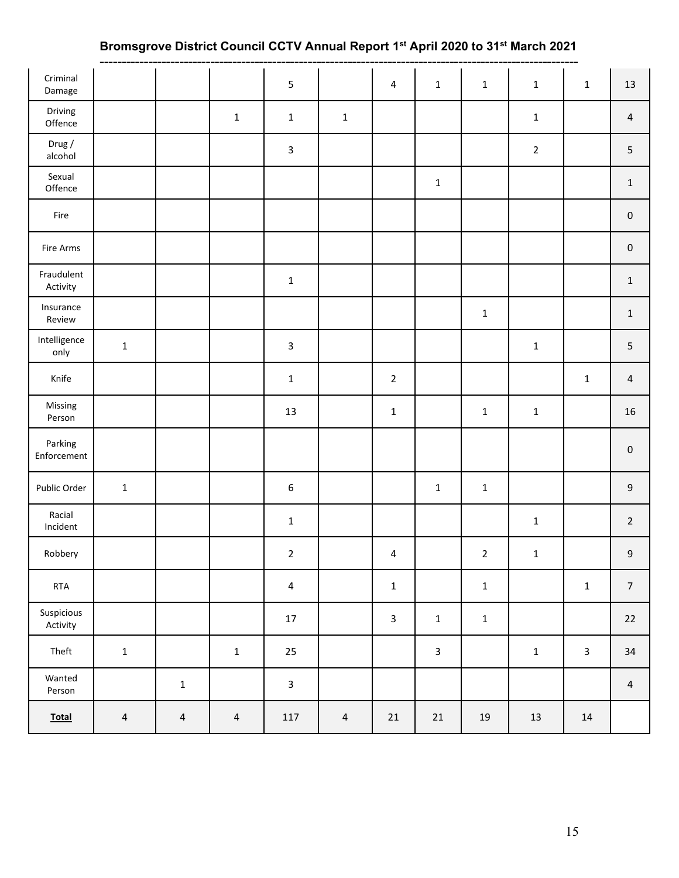| | | | | | | | | | | |
|---|---|---|---|---|---|---|---|---|---|---|
| Criminal Damage | | | | 5 | | 4 | 1 | 1 | 1 | 1 | 13 |
| Driving Offence | | | 1 | 1 | 1 | | | | 1 | | 4 |
| Drug / alcohol | | | | 3 | | | | | 2 | | 5 |
| Sexual Offence | | | | | | | 1 | | | | 1 |
| Fire | | | | | | | | | | | 0 |
| Fire Arms | | | | | | | | | | | 0 |
| Fraudulent Activity | | | | 1 | | | | | | | 1 |
| Insurance Review | | | | | | | | 1 | | | 1 |
| Intelligence only | 1 | | | 3 | | | | | 1 | | 5 |
| Knife | | | | 1 | | 2 | | | | 1 | 4 |
| Missing Person | | | | 13 | | 1 | | 1 | 1 | | 16 |
| Parking Enforcement | | | | | | | | | | | 0 |
| Public Order | 1 | | | 6 | | | 1 | 1 | | | 9 |
| Racial Incident | | | | 1 | | | | | 1 | | 2 |
| Robbery | | | | 2 | | 4 | | 2 | 1 | | 9 |
| RTA | | | | 4 | | 1 | | 1 | | 1 | 7 |
| Suspicious Activity | | | | 17 | | 3 | 1 | 1 | | | 22 |
| Theft | 1 | | 1 | 25 | | | 3 | | 1 | 3 | 34 |
| Wanted Person | | 1 | | 3 | | | | | | | 4 |
| **Total** | 4 | 4 | 4 | 117 | 4 | 21 | 21 | 19 | 13 | 14 | |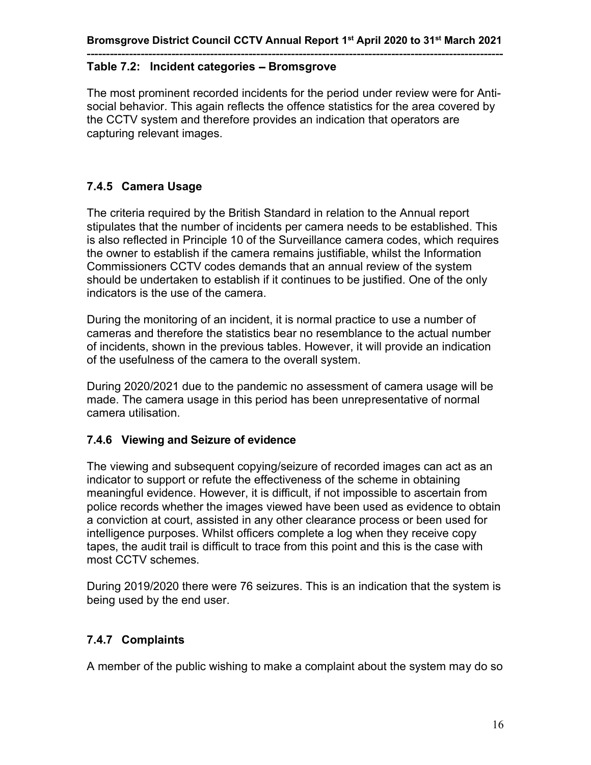**Table 7.2: Incident categories – Bromsgrove**

The most prominent recorded incidents for the period under review were for Anti-social behavior. This again reflects the offence statistics for the area covered by the CCTV system and therefore provides an indication that operators are capturing relevant images.

### 7.4.5 Camera Usage

The criteria required by the British Standard in relation to the Annual report stipulates that the number of incidents per camera needs to be established. This is also reflected in Principle 10 of the Surveillance camera codes, which requires the owner to establish if the camera remains justifiable, whilst the Information Commissioners CCTV codes demands that an annual review of the system should be undertaken to establish if it continues to be justified. One of the only indicators is the use of the camera.

During the monitoring of an incident, it is normal practice to use a number of cameras and therefore the statistics bear no resemblance to the actual number of incidents, shown in the previous tables. However, it will provide an indication of the usefulness of the camera to the overall system.

During 2020/2021 due to the pandemic no assessment of camera usage will be made. The camera usage in this period has been unrepresentative of normal camera utilisation.

### 7.4.6 Viewing and Seizure of evidence

The viewing and subsequent copying/seizure of recorded images can act as an indicator to support or refute the effectiveness of the scheme in obtaining meaningful evidence. However, it is difficult, if not impossible to ascertain from police records whether the images viewed have been used as evidence to obtain a conviction at court, assisted in any other clearance process or been used for intelligence purposes. Whilst officers complete a log when they receive copy tapes, the audit trail is difficult to trace from this point and this is the case with most CCTV schemes.

During 2019/2020 there were 76 seizures. This is an indication that the system is being used by the end user.

### 7.4.7 Complaints

A member of the public wishing to make a complaint about the system may do so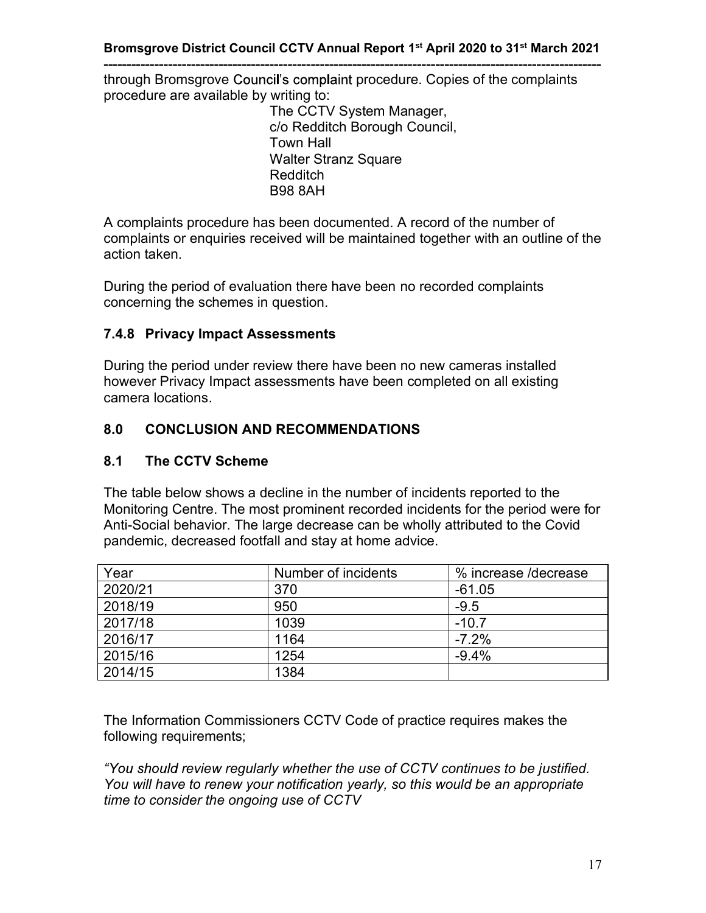through Bromsgrove Council's complaint procedure. Copies of the complaints procedure are available by writing to:

The CCTV System Manager,
c/o Redditch Borough Council,
Town Hall
Walter Stranz Square
Redditch
B98 8AH

A complaints procedure has been documented. A record of the number of complaints or enquiries received will be maintained together with an outline of the action taken.

During the period of evaluation there have been no recorded complaints concerning the schemes in question.

### 7.4.8 Privacy Impact Assessments

During the period under review there have been no new cameras installed however Privacy Impact assessments have been completed on all existing camera locations.

## 8.0 CONCLUSION AND RECOMMENDATIONS

### 8.1 The CCTV Scheme

The table below shows a decline in the number of incidents reported to the Monitoring Centre. The most prominent recorded incidents for the period were for Anti-Social behavior. The large decrease can be wholly attributed to the Covid pandemic, decreased footfall and stay at home advice.

| Year | Number of incidents | % increase /decrease |
|---|---|---|
| 2020/21 | 370 | -61.05 |
| 2018/19 | 950 | -9.5 |
| 2017/18 | 1039 | -10.7 |
| 2016/17 | 1164 | -7.2% |
| 2015/16 | 1254 | -9.4% |
| 2014/15 | 1384 | |

The Information Commissioners CCTV Code of practice requires makes the following requirements;

*"You should review regularly whether the use of CCTV continues to be justified. You will have to renew your notification yearly, so this would be an appropriate time to consider the ongoing use of CCTV*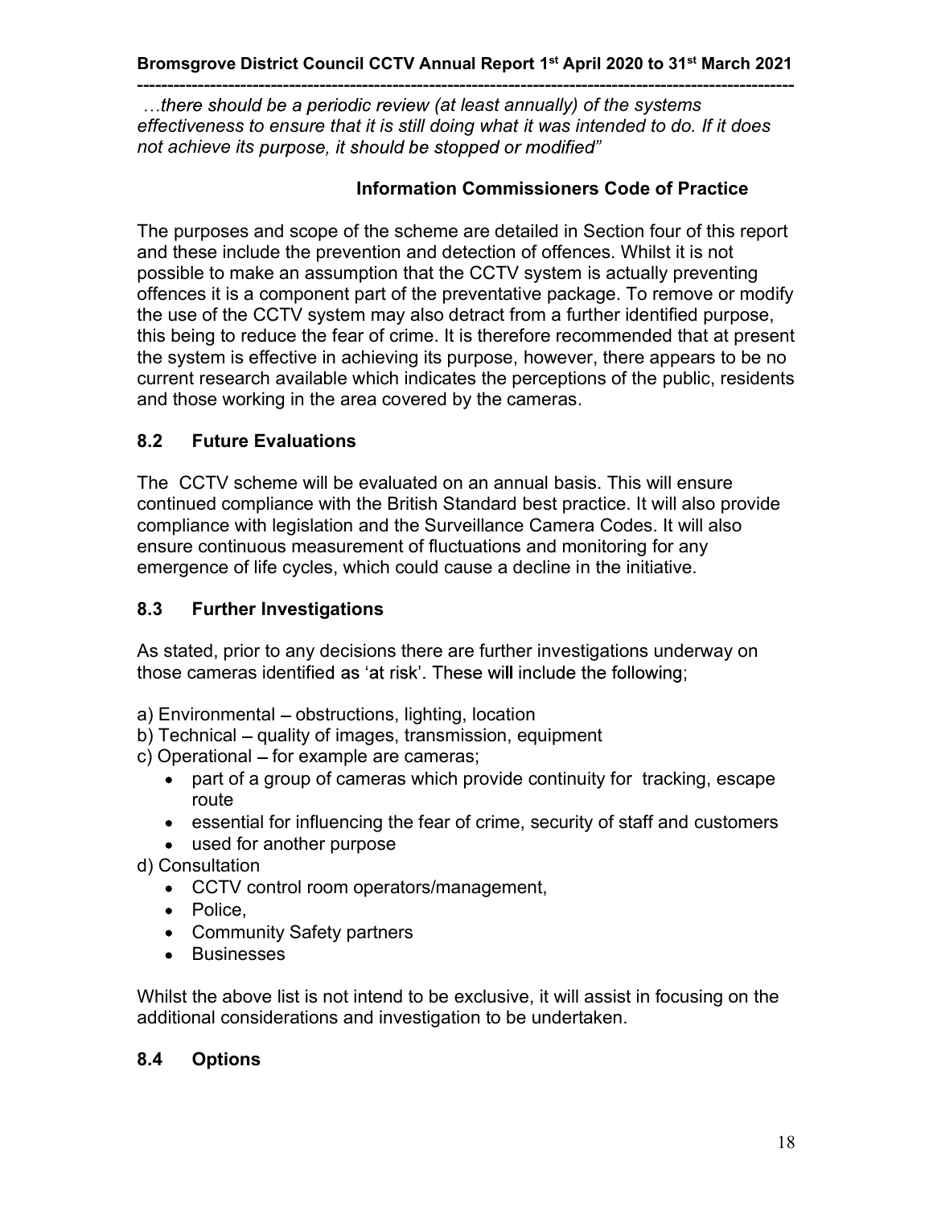*…there should be a periodic review (at least annually) of the systems effectiveness to ensure that it is still doing what it was intended to do. If it does not achieve its purpose, it should be stopped or modified"*

**Information Commissioners Code of Practice**

The purposes and scope of the scheme are detailed in Section four of this report and these include the prevention and detection of offences. Whilst it is not possible to make an assumption that the CCTV system is actually preventing offences it is a component part of the preventative package. To remove or modify the use of the CCTV system may also detract from a further identified purpose, this being to reduce the fear of crime. It is therefore recommended that at present the system is effective in achieving its purpose, however, there appears to be no current research available which indicates the perceptions of the public, residents and those working in the area covered by the cameras.

## 8.2 Future Evaluations

The CCTV scheme will be evaluated on an annual basis. This will ensure continued compliance with the British Standard best practice. It will also provide compliance with legislation and the Surveillance Camera Codes. It will also ensure continuous measurement of fluctuations and monitoring for any emergence of life cycles, which could cause a decline in the initiative.

## 8.3 Further Investigations

As stated, prior to any decisions there are further investigations underway on those cameras identified as 'at risk'. These will include the following;

a) Environmental – obstructions, lighting, location
b) Technical – quality of images, transmission, equipment
c) Operational – for example are cameras;

- part of a group of cameras which provide continuity for tracking, escape route
- essential for influencing the fear of crime, security of staff and customers
- used for another purpose

d) Consultation

- CCTV control room operators/management,
- Police,
- Community Safety partners
- Businesses

Whilst the above list is not intend to be exclusive, it will assist in focusing on the additional considerations and investigation to be undertaken.

## 8.4 Options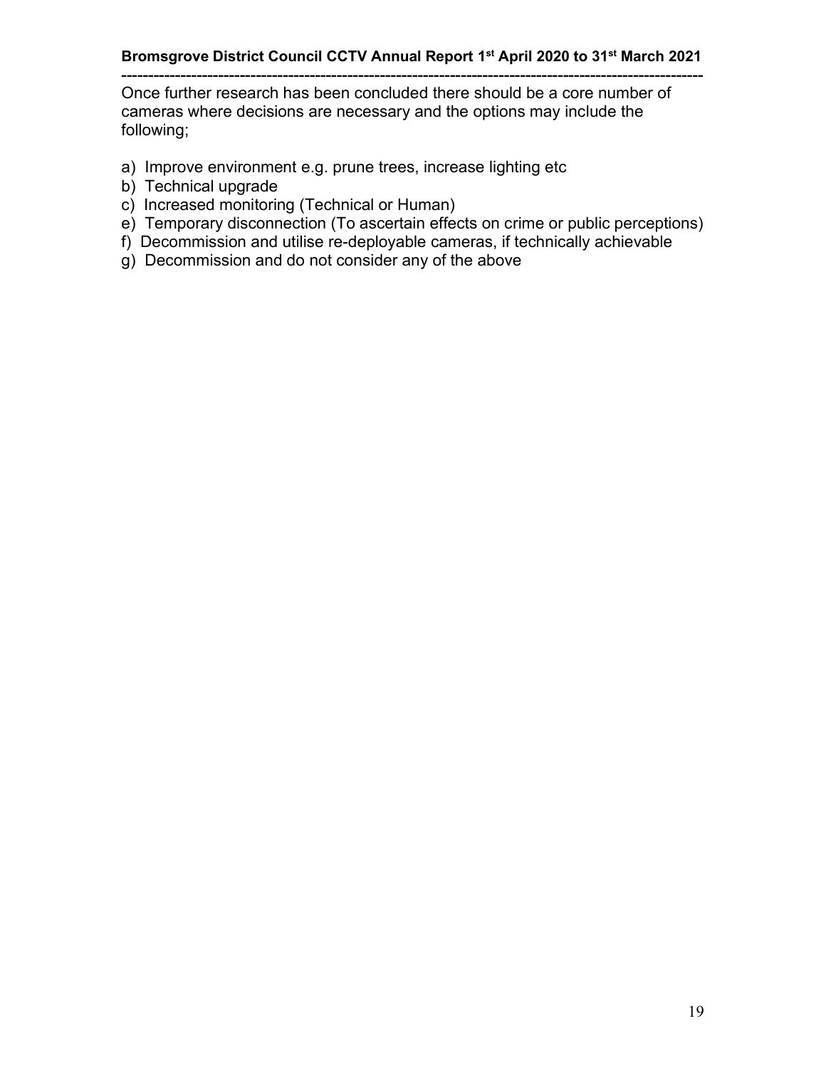Once further research has been concluded there should be a core number of cameras where decisions are necessary and the options may include the following;

a) Improve environment e.g. prune trees, increase lighting etc
b) Technical upgrade
c) Increased monitoring (Technical or Human)
e) Temporary disconnection (To ascertain effects on crime or public perceptions)
f) Decommission and utilise re-deployable cameras, if technically achievable
g) Decommission and do not consider any of the above